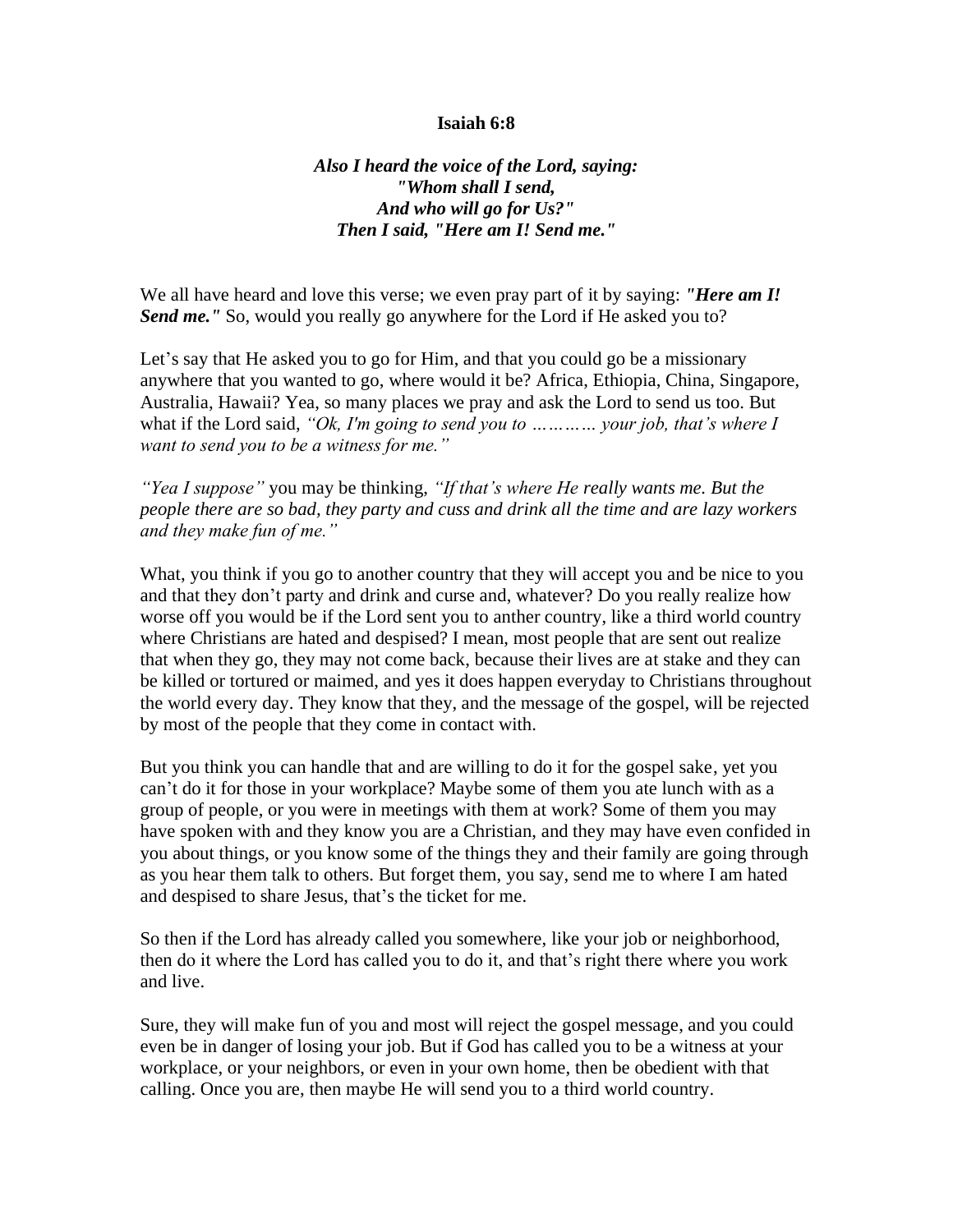**Isaiah 6:8**

***Also I heard the voice of the Lord, saying:***
***"Whom shall I send,***
***And who will go for Us?"***
***Then I said, "Here am I! Send me."***

We all have heard and love this verse; we even pray part of it by saying: ***"Here am I! Send me."*** So, would you really go anywhere for the Lord if He asked you to?

Let's say that He asked you to go for Him, and that you could go be a missionary anywhere that you wanted to go, where would it be? Africa, Ethiopia, China, Singapore, Australia, Hawaii? Yea, so many places we pray and ask the Lord to send us too. But what if the Lord said, *"Ok, I'm going to send you to ………… your job, that's where I want to send you to be a witness for me."*

*"Yea I suppose"* you may be thinking, *"If that's where He really wants me. But the people there are so bad, they party and cuss and drink all the time and are lazy workers and they make fun of me."*

What, you think if you go to another country that they will accept you and be nice to you and that they don't party and drink and curse and, whatever? Do you really realize how worse off you would be if the Lord sent you to anther country, like a third world country where Christians are hated and despised? I mean, most people that are sent out realize that when they go, they may not come back, because their lives are at stake and they can be killed or tortured or maimed, and yes it does happen everyday to Christians throughout the world every day. They know that they, and the message of the gospel, will be rejected by most of the people that they come in contact with.

But you think you can handle that and are willing to do it for the gospel sake, yet you can't do it for those in your workplace? Maybe some of them you ate lunch with as a group of people, or you were in meetings with them at work? Some of them you may have spoken with and they know you are a Christian, and they may have even confided in you about things, or you know some of the things they and their family are going through as you hear them talk to others. But forget them, you say, send me to where I am hated and despised to share Jesus, that's the ticket for me.

So then if the Lord has already called you somewhere, like your job or neighborhood, then do it where the Lord has called you to do it, and that's right there where you work and live.

Sure, they will make fun of you and most will reject the gospel message, and you could even be in danger of losing your job. But if God has called you to be a witness at your workplace, or your neighbors, or even in your own home, then be obedient with that calling. Once you are, then maybe He will send you to a third world country.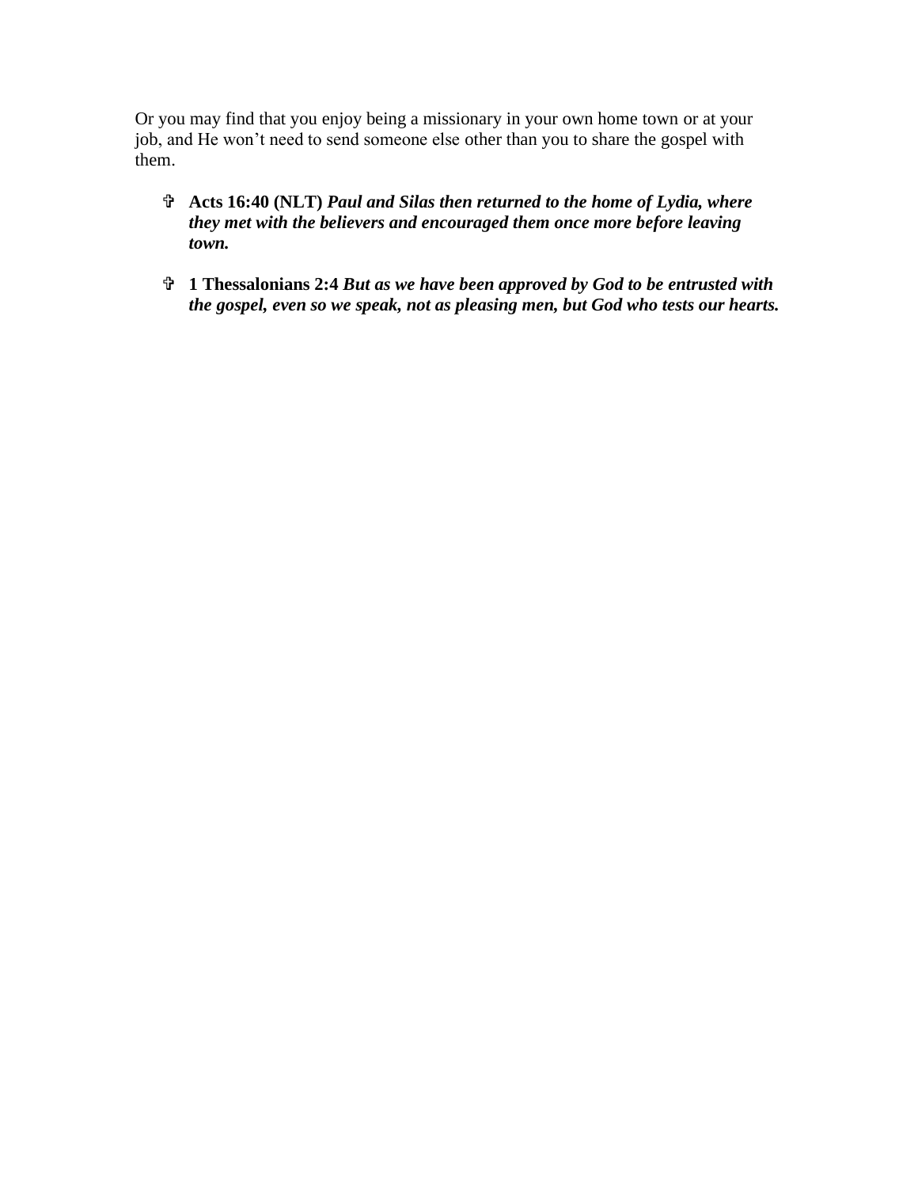Or you may find that you enjoy being a missionary in your own home town or at your job, and He won't need to send someone else other than you to share the gospel with them.

- **Acts 16:40 (NLT)** ***Paul and Silas then returned to the home of Lydia, where they met with the believers and encouraged them once more before leaving town.***

- **1 Thessalonians 2:4** ***But as we have been approved by God to be entrusted with the gospel, even so we speak, not as pleasing men, but God who tests our hearts.***